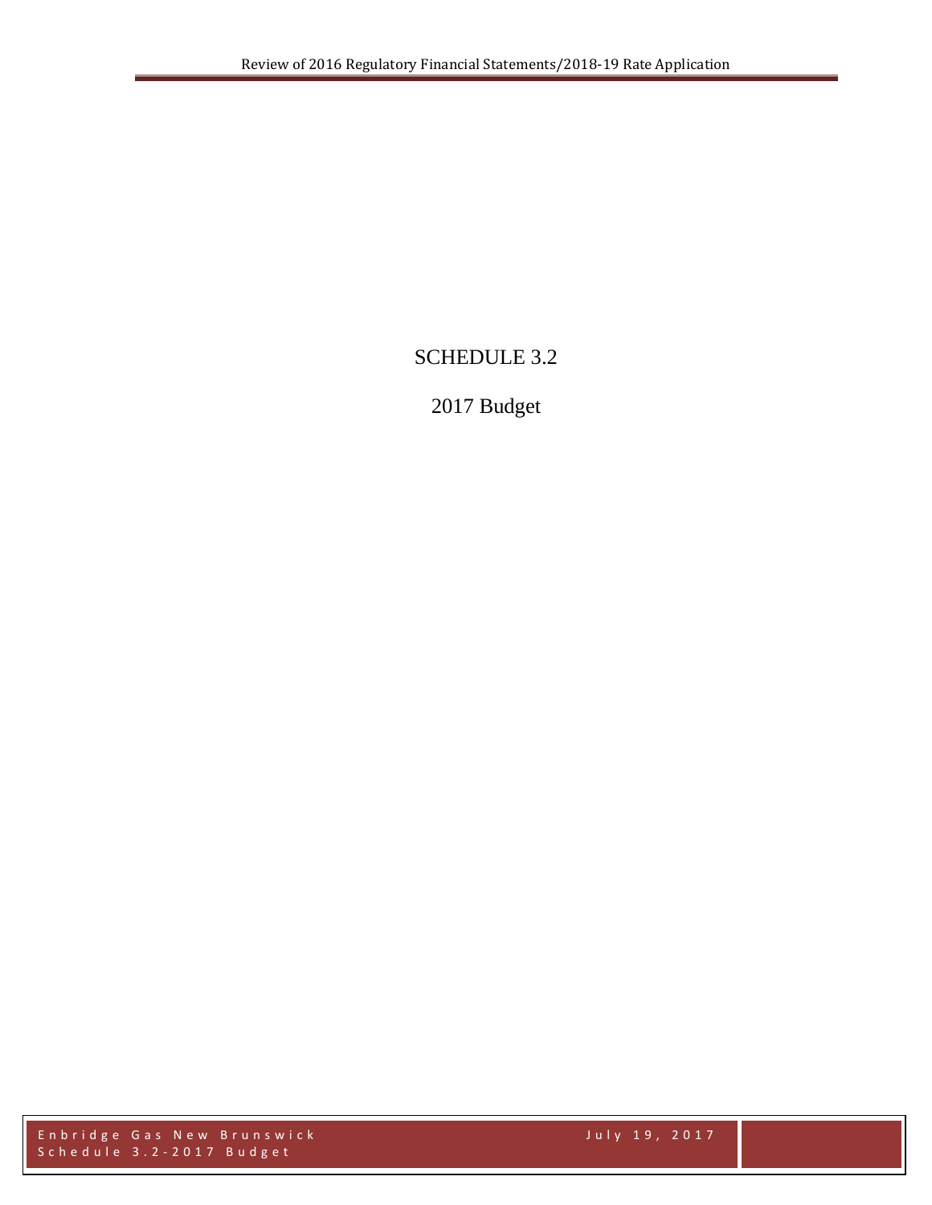# SCHEDULE 3.2

## 2017 Budget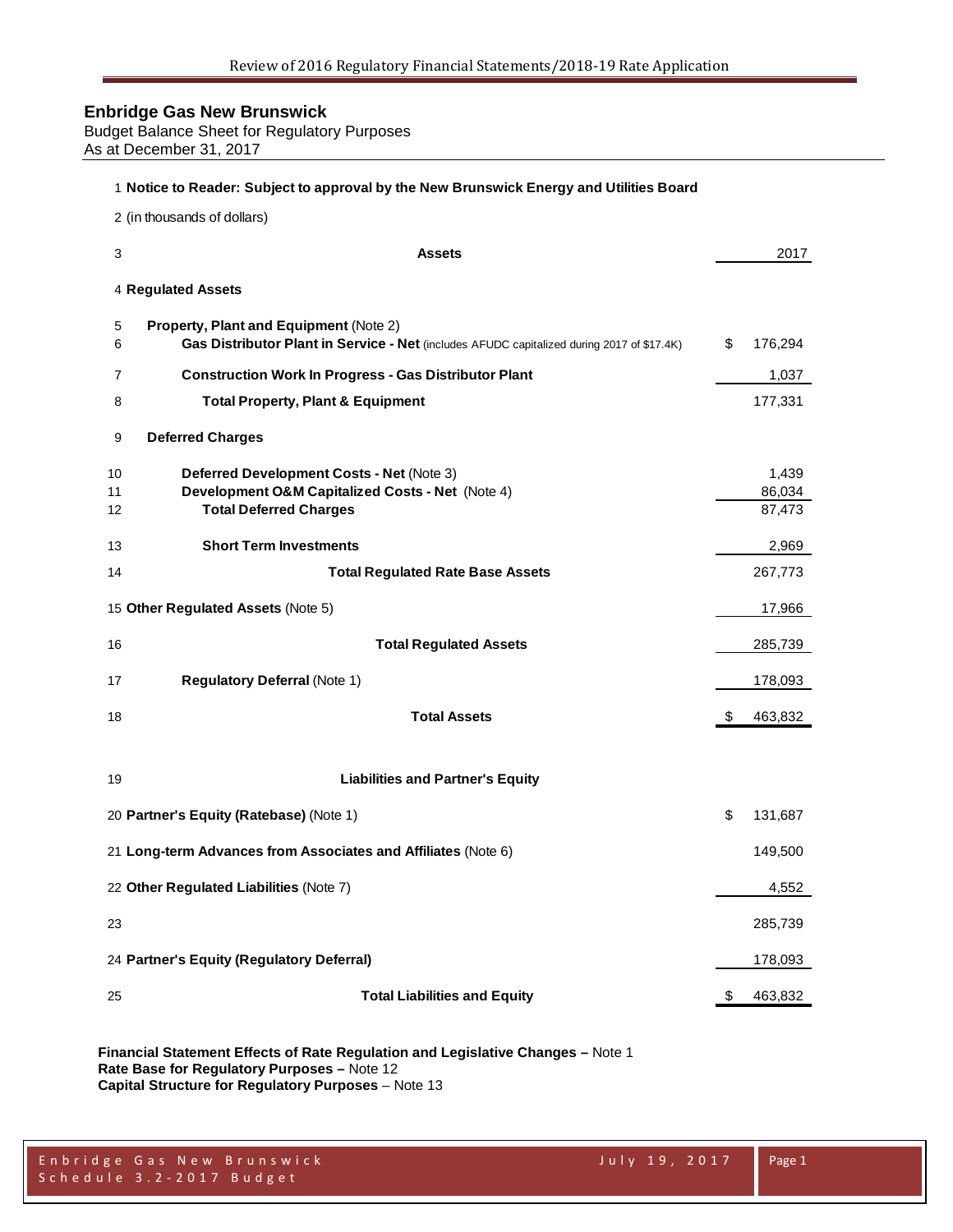# Enbridge Gas New Brunswick

Budget Balance Sheet for Regulatory Purposes
As at December 31, 2017

| # | | 2017 |
|---|---|---|
| 1 | **Notice to Reader: Subject to approval by the New Brunswick Energy and Utilities Board** | |
| 2 | (in thousands of dollars) | |
| 3 | **Assets** | 2017 |
| 4 | **Regulated Assets** | |
| 5 | **Property, Plant and Equipment** (Note 2) | |
| 6 | **Gas Distributor Plant in Service - Net** (includes AFUDC capitalized during 2017 of $17.4K) | $ 176,294 |
| 7 | **Construction Work In Progress - Gas Distributor Plant** | 1,037 |
| 8 | **Total Property, Plant & Equipment** | 177,331 |
| 9 | **Deferred Charges** | |
| 10 | **Deferred Development Costs - Net** (Note 3) | 1,439 |
| 11 | **Development O&M Capitalized Costs - Net** (Note 4) | 86,034 |
| 12 | **Total Deferred Charges** | 87,473 |
| 13 | **Short Term Investments** | 2,969 |
| 14 | **Total Regulated Rate Base Assets** | 267,773 |
| 15 | **Other Regulated Assets** (Note 5) | 17,966 |
| 16 | **Total Regulated Assets** | 285,739 |
| 17 | **Regulatory Deferral** (Note 1) | 178,093 |
| 18 | **Total Assets** | $ 463,832 |
| 19 | **Liabilities and Partner's Equity** | |
| 20 | **Partner's Equity (Ratebase)** (Note 1) | $ 131,687 |
| 21 | **Long-term Advances from Associates and Affiliates** (Note 6) | 149,500 |
| 22 | **Other Regulated Liabilities** (Note 7) | 4,552 |
| 23 | | 285,739 |
| 24 | **Partner's Equity (Regulatory Deferral)** | 178,093 |
| 25 | **Total Liabilities and Equity** | $ 463,832 |

**Financial Statement Effects of Rate Regulation and Legislative Changes –** Note 1
**Rate Base for Regulatory Purposes –** Note 12
**Capital Structure for Regulatory Purposes** – Note 13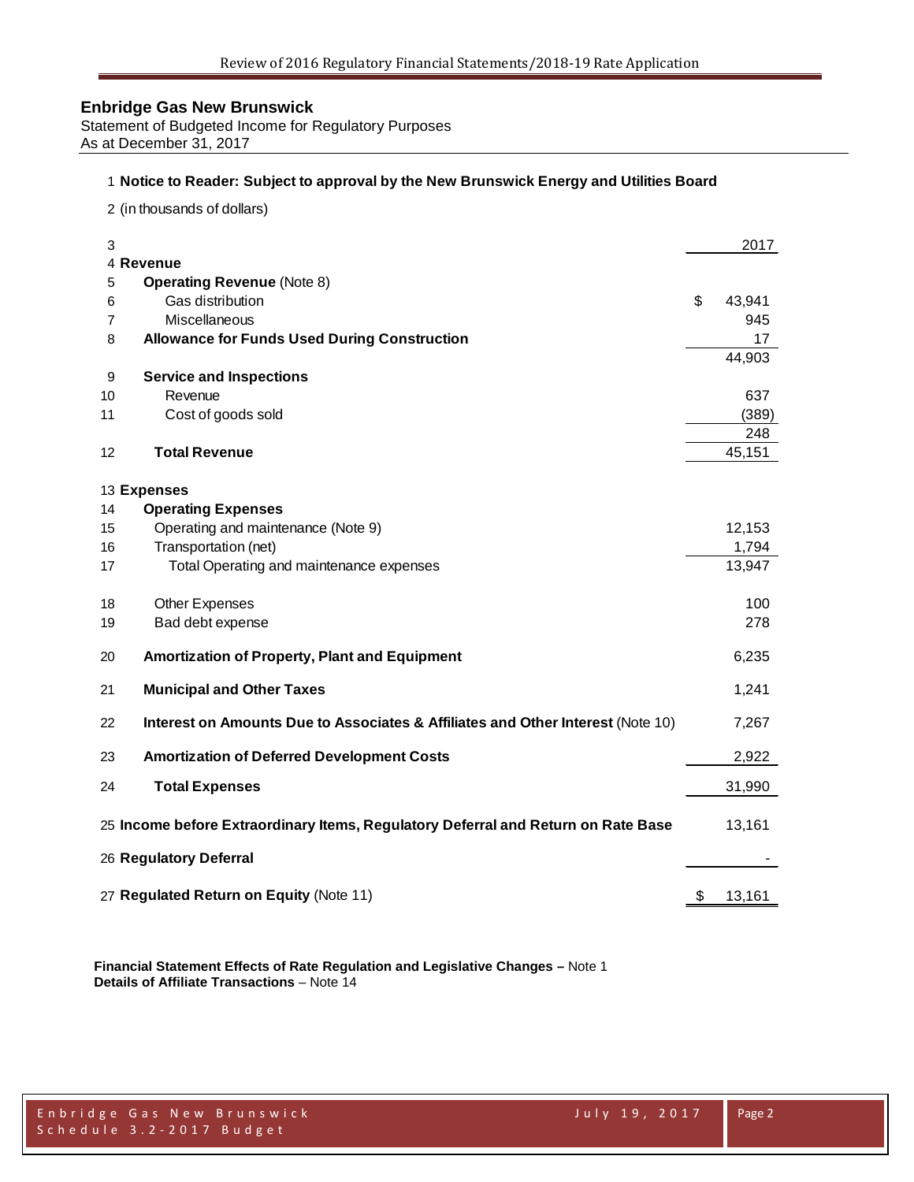**Enbridge Gas New Brunswick**
Statement of Budgeted Income for Regulatory Purposes
As at December 31, 2017

| | | |
|---|---|---|
| 1 | **Notice to Reader: Subject to approval by the New Brunswick Energy and Utilities Board** | |
| 2 | (in thousands of dollars) | |
| 3 | | 2017 |
| 4 | **Revenue** | |
| 5 | **Operating Revenue** (Note 8) | |
| 6 | Gas distribution | $ 43,941 |
| 7 | Miscellaneous | 945 |
| 8 | **Allowance for Funds Used During Construction** | 17 |
| | | 44,903 |
| 9 | **Service and Inspections** | |
| 10 | Revenue | 637 |
| 11 | Cost of goods sold | (389) |
| | | 248 |
| 12 | **Total Revenue** | 45,151 |
| 13 | **Expenses** | |
| 14 | **Operating Expenses** | |
| 15 | Operating and maintenance (Note 9) | 12,153 |
| 16 | Transportation (net) | 1,794 |
| 17 | Total Operating and maintenance expenses | 13,947 |
| 18 | Other Expenses | 100 |
| 19 | Bad debt expense | 278 |
| 20 | **Amortization of Property, Plant and Equipment** | 6,235 |
| 21 | **Municipal and Other Taxes** | 1,241 |
| 22 | **Interest on Amounts Due to Associates & Affiliates and Other Interest** (Note 10) | 7,267 |
| 23 | **Amortization of Deferred Development Costs** | 2,922 |
| 24 | **Total Expenses** | 31,990 |
| 25 | **Income before Extraordinary Items, Regulatory Deferral and Return on Rate Base** | 13,161 |
| 26 | **Regulatory Deferral** | - |
| 27 | **Regulated Return on Equity** (Note 11) | $ 13,161 |

**Financial Statement Effects of Rate Regulation and Legislative Changes –** Note 1
**Details of Affiliate Transactions** – Note 14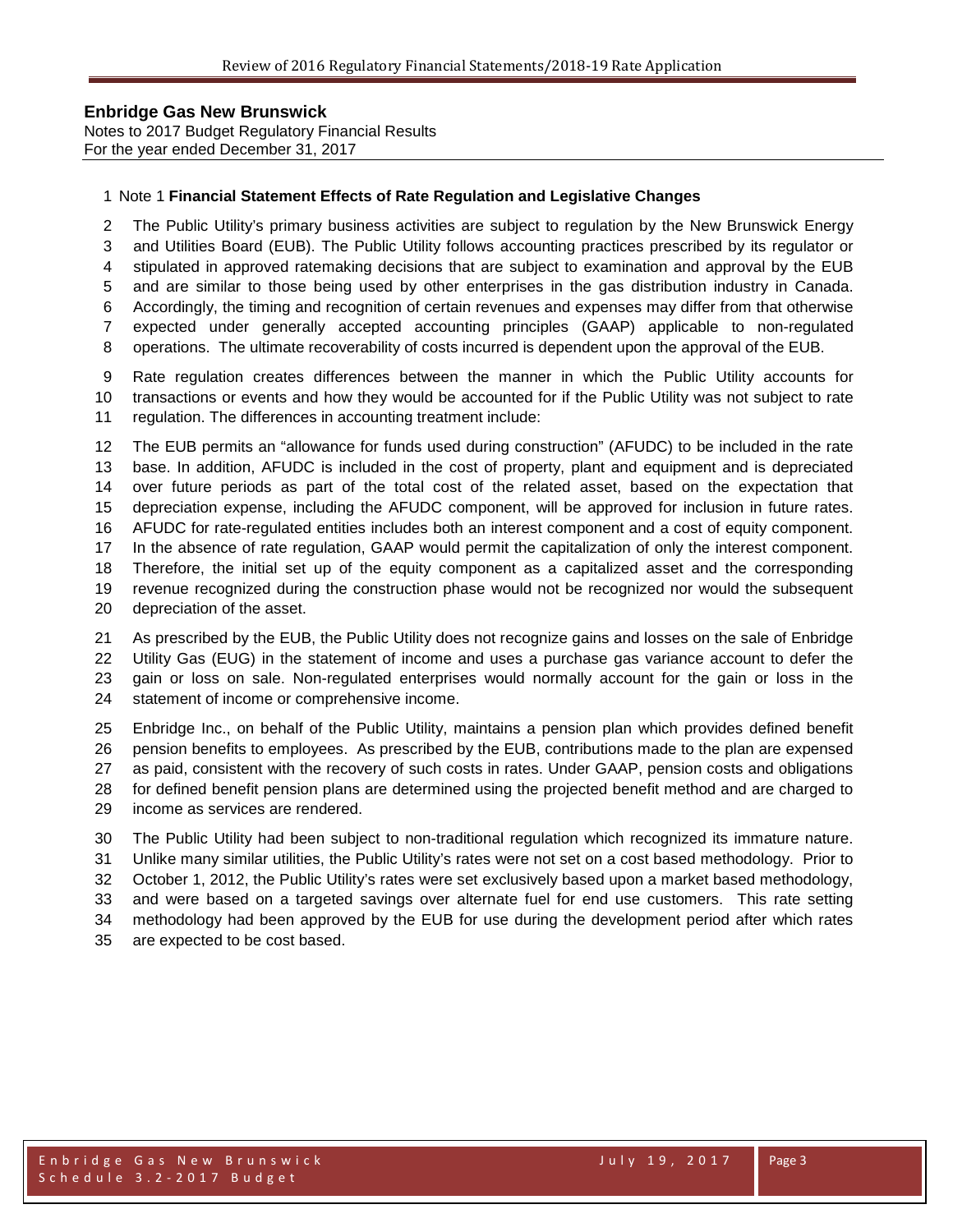**Enbridge Gas New Brunswick**
Notes to 2017 Budget Regulatory Financial Results
For the year ended December 31, 2017

Note 1 **Financial Statement Effects of Rate Regulation and Legislative Changes**

The Public Utility's primary business activities are subject to regulation by the New Brunswick Energy and Utilities Board (EUB). The Public Utility follows accounting practices prescribed by its regulator or stipulated in approved ratemaking decisions that are subject to examination and approval by the EUB and are similar to those being used by other enterprises in the gas distribution industry in Canada. Accordingly, the timing and recognition of certain revenues and expenses may differ from that otherwise expected under generally accepted accounting principles (GAAP) applicable to non-regulated operations. The ultimate recoverability of costs incurred is dependent upon the approval of the EUB.

Rate regulation creates differences between the manner in which the Public Utility accounts for transactions or events and how they would be accounted for if the Public Utility was not subject to rate regulation. The differences in accounting treatment include:

The EUB permits an "allowance for funds used during construction" (AFUDC) to be included in the rate base. In addition, AFUDC is included in the cost of property, plant and equipment and is depreciated over future periods as part of the total cost of the related asset, based on the expectation that depreciation expense, including the AFUDC component, will be approved for inclusion in future rates. AFUDC for rate-regulated entities includes both an interest component and a cost of equity component. In the absence of rate regulation, GAAP would permit the capitalization of only the interest component. Therefore, the initial set up of the equity component as a capitalized asset and the corresponding revenue recognized during the construction phase would not be recognized nor would the subsequent depreciation of the asset.

As prescribed by the EUB, the Public Utility does not recognize gains and losses on the sale of Enbridge Utility Gas (EUG) in the statement of income and uses a purchase gas variance account to defer the gain or loss on sale. Non-regulated enterprises would normally account for the gain or loss in the statement of income or comprehensive income.

Enbridge Inc., on behalf of the Public Utility, maintains a pension plan which provides defined benefit pension benefits to employees. As prescribed by the EUB, contributions made to the plan are expensed as paid, consistent with the recovery of such costs in rates. Under GAAP, pension costs and obligations for defined benefit pension plans are determined using the projected benefit method and are charged to income as services are rendered.

The Public Utility had been subject to non-traditional regulation which recognized its immature nature. Unlike many similar utilities, the Public Utility's rates were not set on a cost based methodology. Prior to October 1, 2012, the Public Utility's rates were set exclusively based upon a market based methodology, and were based on a targeted savings over alternate fuel for end use customers. This rate setting methodology had been approved by the EUB for use during the development period after which rates are expected to be cost based.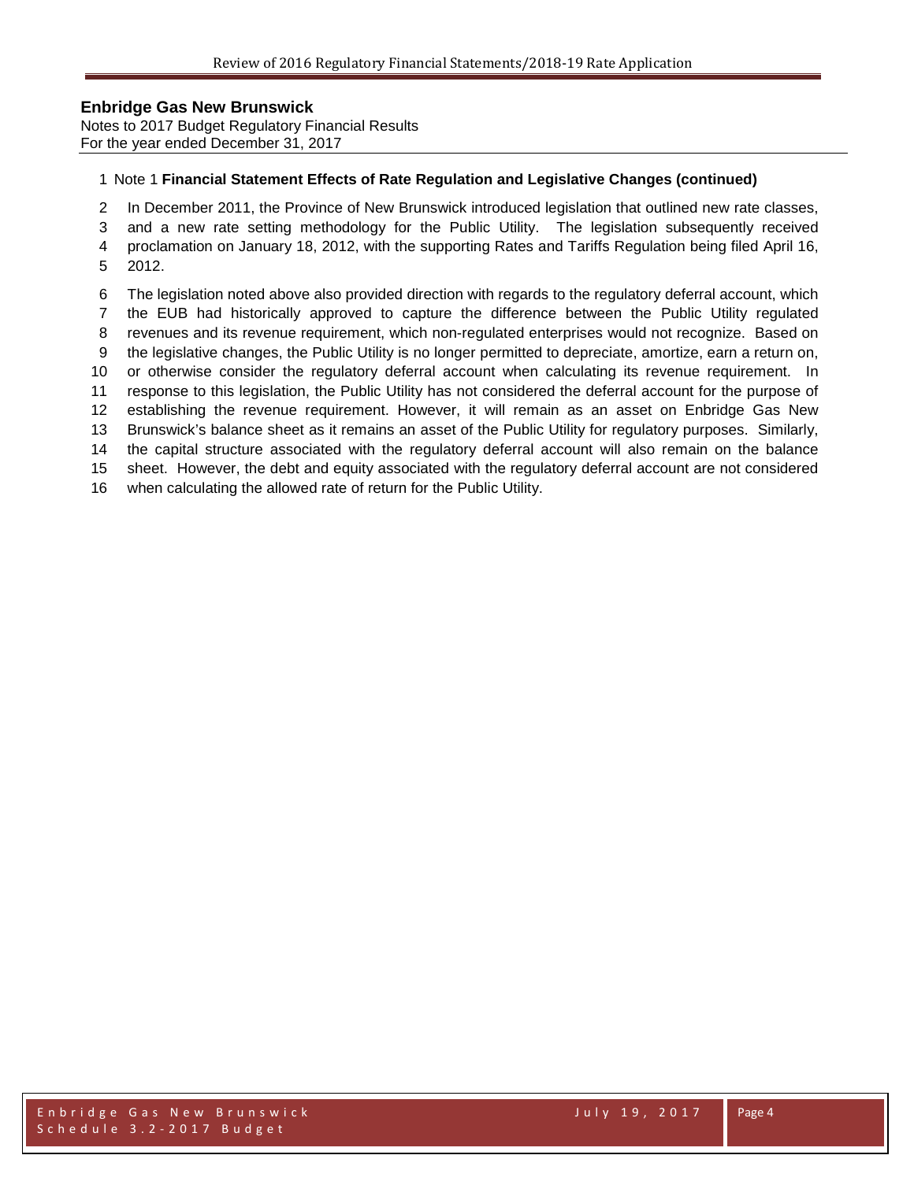**Enbridge Gas New Brunswick**
Notes to 2017 Budget Regulatory Financial Results
For the year ended December 31, 2017

Note 1 **Financial Statement Effects of Rate Regulation and Legislative Changes (continued)**

In December 2011, the Province of New Brunswick introduced legislation that outlined new rate classes, and a new rate setting methodology for the Public Utility. The legislation subsequently received proclamation on January 18, 2012, with the supporting Rates and Tariffs Regulation being filed April 16, 2012.

The legislation noted above also provided direction with regards to the regulatory deferral account, which the EUB had historically approved to capture the difference between the Public Utility regulated revenues and its revenue requirement, which non-regulated enterprises would not recognize. Based on the legislative changes, the Public Utility is no longer permitted to depreciate, amortize, earn a return on, or otherwise consider the regulatory deferral account when calculating its revenue requirement. In response to this legislation, the Public Utility has not considered the deferral account for the purpose of establishing the revenue requirement. However, it will remain as an asset on Enbridge Gas New Brunswick's balance sheet as it remains an asset of the Public Utility for regulatory purposes. Similarly, the capital structure associated with the regulatory deferral account will also remain on the balance sheet. However, the debt and equity associated with the regulatory deferral account are not considered when calculating the allowed rate of return for the Public Utility.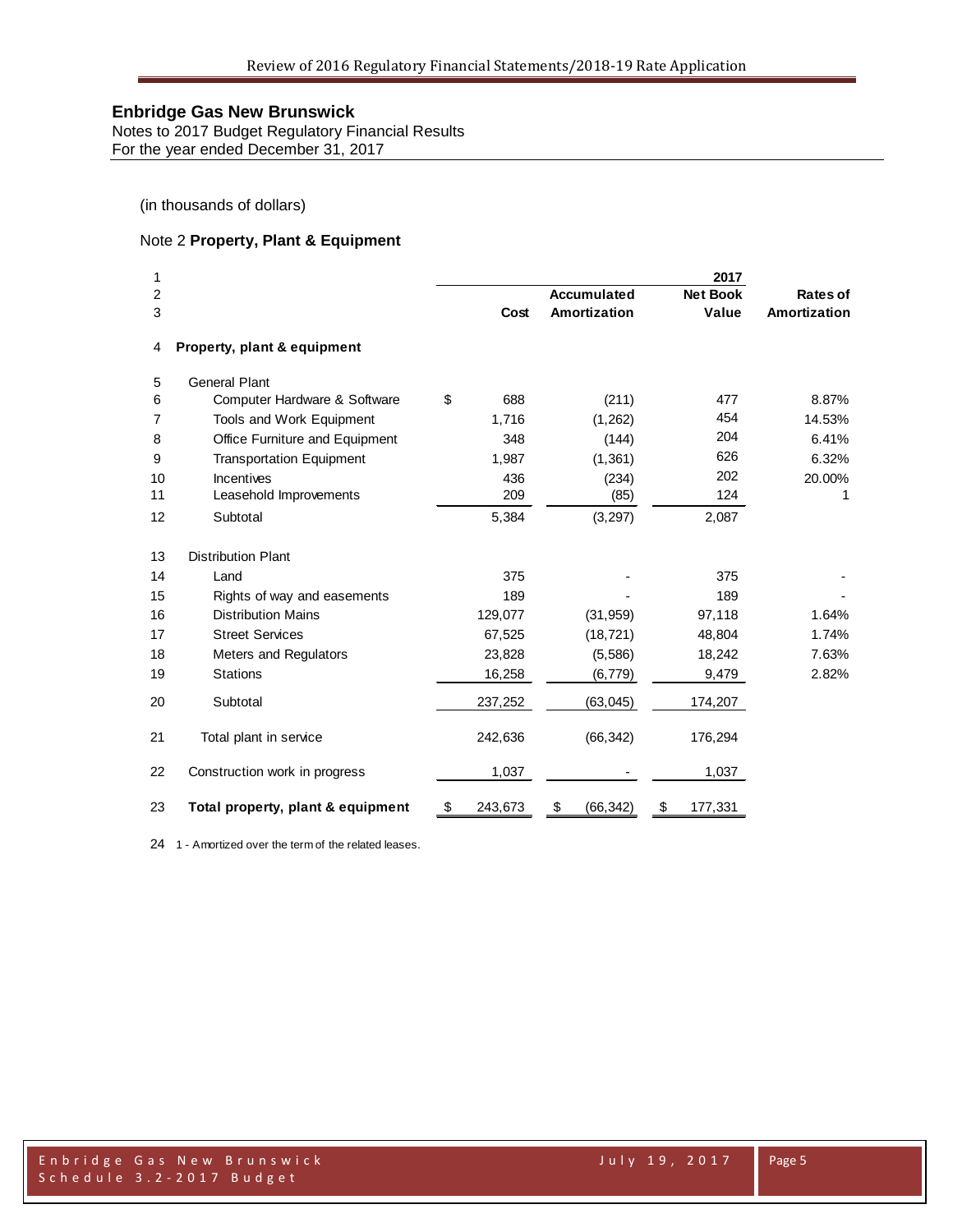# Enbridge Gas New Brunswick

Notes to 2017 Budget Regulatory Financial Results
For the year ended December 31, 2017

(in thousands of dollars)

Note 2 **Property, Plant & Equipment**

| | | 2017 | | | |
|---|---|---|---|---|---|
| | | Cost | Accumulated Amortization | Net Book Value | Rates of Amortization |
| 4 | **Property, plant & equipment** | | | | |
| 5 | General Plant | | | | |
| 6 | Computer Hardware & Software | $ 688 | (211) | 477 | 8.87% |
| 7 | Tools and Work Equipment | 1,716 | (1,262) | 454 | 14.53% |
| 8 | Office Furniture and Equipment | 348 | (144) | 204 | 6.41% |
| 9 | Transportation Equipment | 1,987 | (1,361) | 626 | 6.32% |
| 10 | Incentives | 436 | (234) | 202 | 20.00% |
| 11 | Leasehold Improvements | 209 | (85) | 124 | 1 |
| 12 | Subtotal | 5,384 | (3,297) | 2,087 | |
| 13 | Distribution Plant | | | | |
| 14 | Land | 375 | - | 375 | - |
| 15 | Rights of way and easements | 189 | - | 189 | - |
| 16 | Distribution Mains | 129,077 | (31,959) | 97,118 | 1.64% |
| 17 | Street Services | 67,525 | (18,721) | 48,804 | 1.74% |
| 18 | Meters and Regulators | 23,828 | (5,586) | 18,242 | 7.63% |
| 19 | Stations | 16,258 | (6,779) | 9,479 | 2.82% |
| 20 | Subtotal | 237,252 | (63,045) | 174,207 | |
| 21 | Total plant in service | 242,636 | (66,342) | 176,294 | |
| 22 | Construction work in progress | 1,037 | - | 1,037 | |
| 23 | **Total property, plant & equipment** | $ 243,673 | $ (66,342) | $ 177,331 | |

24 1 - Amortized over the term of the related leases.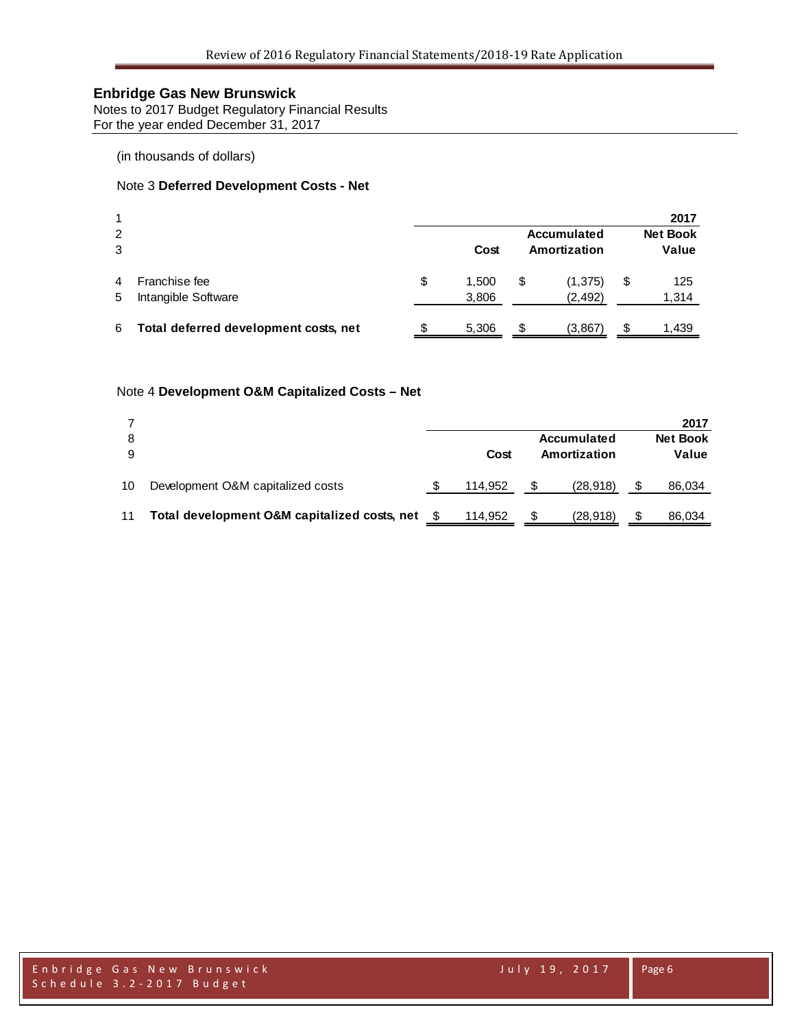# Enbridge Gas New Brunswick

Notes to 2017 Budget Regulatory Financial Results
For the year ended December 31, 2017

(in thousands of dollars)

## Note 3 **Deferred Development Costs - Net**

| | | | | 2017 |
|---|---|---|---|---|
| 2 | | | Accumulated | Net Book |
| 3 | | Cost | Amortization | Value |
| 4 | Franchise fee | $ 1,500 | $ (1,375) | $ 125 |
| 5 | Intangible Software | 3,806 | (2,492) | 1,314 |
| 6 | **Total deferred development costs, net** | $ 5,306 | $ (3,867) | $ 1,439 |

## Note 4 **Development O&M Capitalized Costs – Net**

| 7 | | | | 2017 |
|---|---|---|---|---|
| 8 | | | Accumulated | Net Book |
| 9 | | Cost | Amortization | Value |
| 10 | Development O&M capitalized costs | $ 114,952 | $ (28,918) | $ 86,034 |
| 11 | **Total development O&M capitalized costs, net** | $ 114,952 | $ (28,918) | $ 86,034 |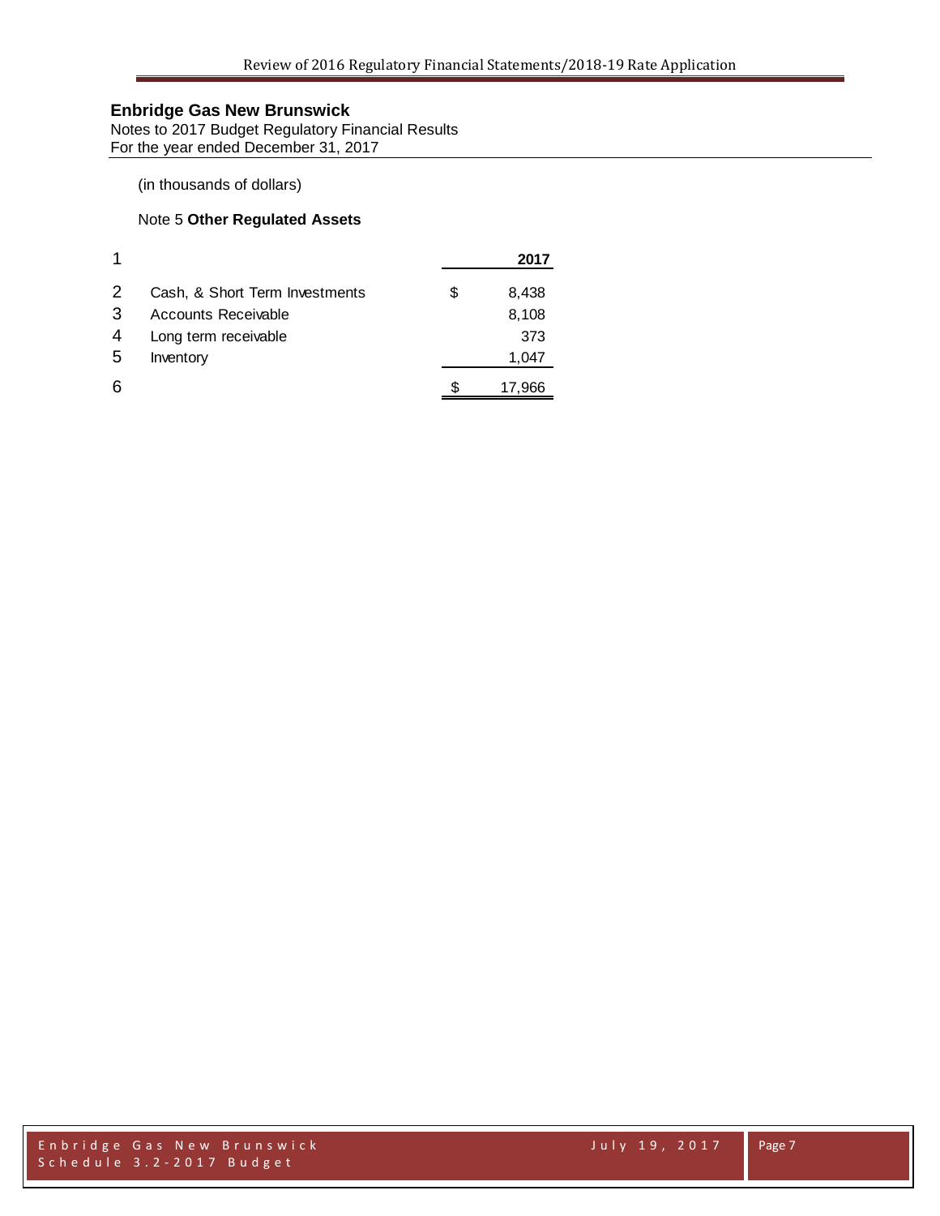**Enbridge Gas New Brunswick**
Notes to 2017 Budget Regulatory Financial Results
For the year ended December 31, 2017

(in thousands of dollars)

Note 5 **Other Regulated Assets**

| 1 | | | **2017** |
|---|---|---|---|
| 2 | Cash, & Short Term Investments | $ | 8,438 |
| 3 | Accounts Receivable | | 8,108 |
| 4 | Long term receivable | | 373 |
| 5 | Inventory | | 1,047 |
| 6 | | $ | 17,966 |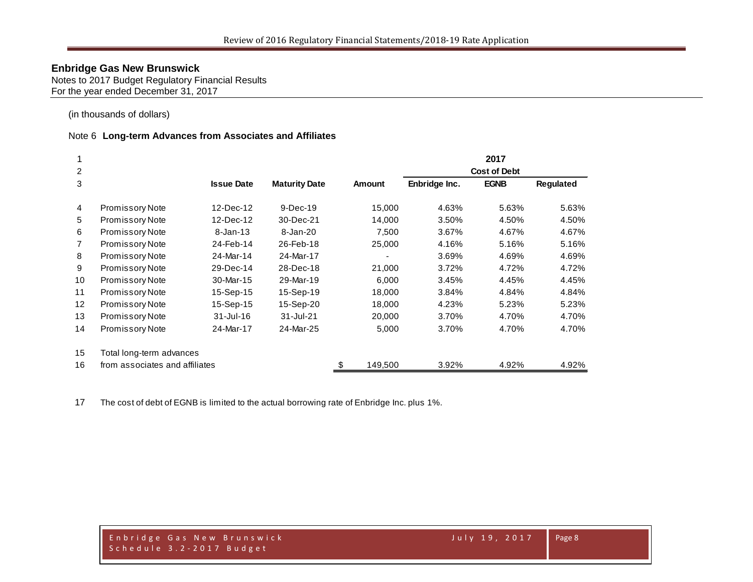**Enbridge Gas New Brunswick**
Notes to 2017 Budget Regulatory Financial Results
For the year ended December 31, 2017

(in thousands of dollars)

Note 6 **Long-term Advances from Associates and Affiliates**

| | | | | | 2017 | | |
|---|---|---|---|---|---|---|---|
| | | | | | **Cost of Debt** | | |
| | | **Issue Date** | **Maturity Date** | **Amount** | **Enbridge Inc.** | **EGNB** | **Regulated** |
| 4 | Promissory Note | 12-Dec-12 | 9-Dec-19 | 15,000 | 4.63% | 5.63% | 5.63% |
| 5 | Promissory Note | 12-Dec-12 | 30-Dec-21 | 14,000 | 3.50% | 4.50% | 4.50% |
| 6 | Promissory Note | 8-Jan-13 | 8-Jan-20 | 7,500 | 3.67% | 4.67% | 4.67% |
| 7 | Promissory Note | 24-Feb-14 | 26-Feb-18 | 25,000 | 4.16% | 5.16% | 5.16% |
| 8 | Promissory Note | 24-Mar-14 | 24-Mar-17 | - | 3.69% | 4.69% | 4.69% |
| 9 | Promissory Note | 29-Dec-14 | 28-Dec-18 | 21,000 | 3.72% | 4.72% | 4.72% |
| 10 | Promissory Note | 30-Mar-15 | 29-Mar-19 | 6,000 | 3.45% | 4.45% | 4.45% |
| 11 | Promissory Note | 15-Sep-15 | 15-Sep-19 | 18,000 | 3.84% | 4.84% | 4.84% |
| 12 | Promissory Note | 15-Sep-15 | 15-Sep-20 | 18,000 | 4.23% | 5.23% | 5.23% |
| 13 | Promissory Note | 31-Jul-16 | 31-Jul-21 | 20,000 | 3.70% | 4.70% | 4.70% |
| 14 | Promissory Note | 24-Mar-17 | 24-Mar-25 | 5,000 | 3.70% | 4.70% | 4.70% |
| 15 | Total long-term advances | | | | | | |
| 16 | from associates and affiliates | | | $ 149,500 | 3.92% | 4.92% | 4.92% |

17 The cost of debt of EGNB is limited to the actual borrowing rate of Enbridge Inc. plus 1%.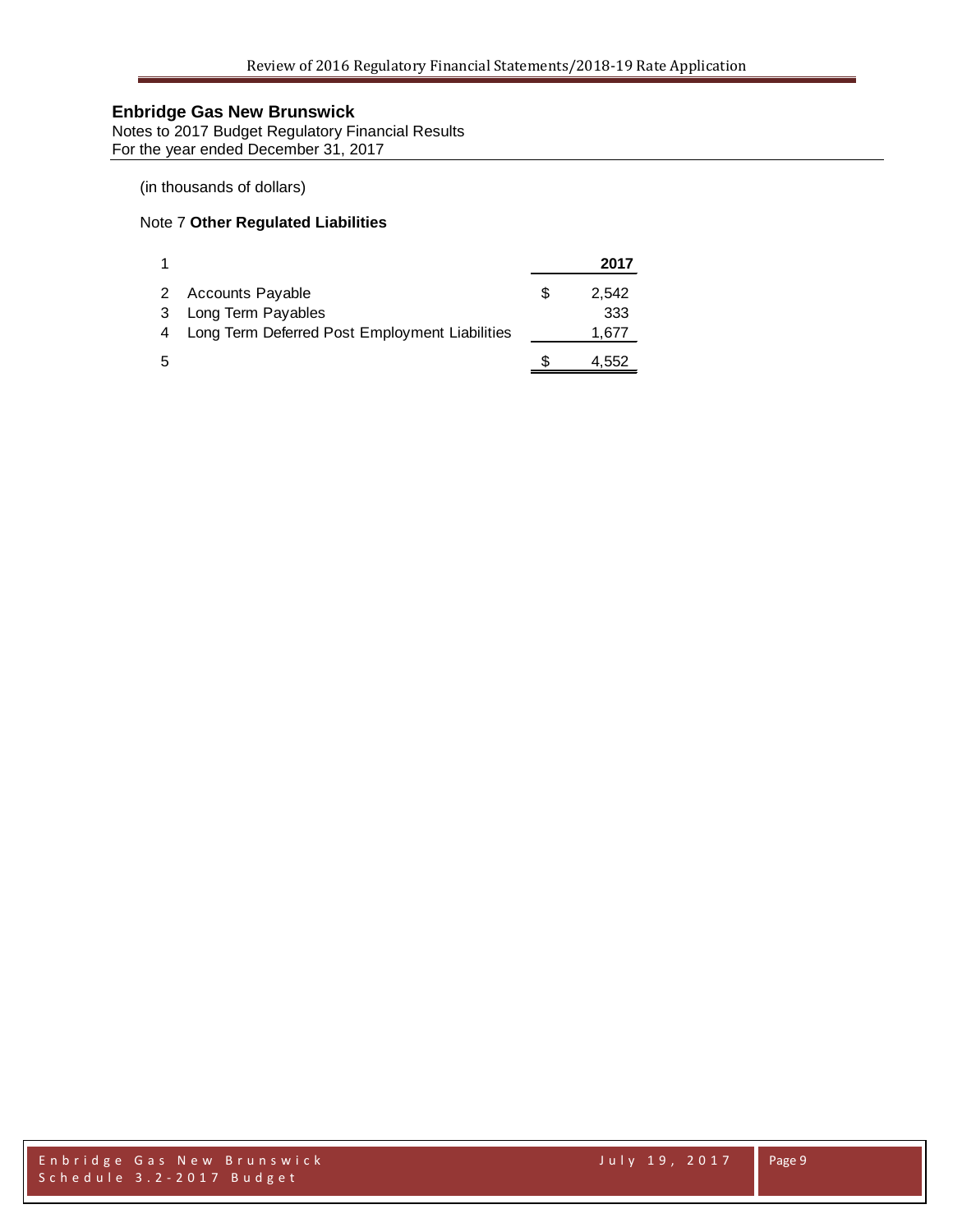**Enbridge Gas New Brunswick**
Notes to 2017 Budget Regulatory Financial Results
For the year ended December 31, 2017

(in thousands of dollars)

Note 7 **Other Regulated Liabilities**

| 1 | | | **2017** |
|---|---|---|---|
| 2 | Accounts Payable | $ | 2,542 |
| 3 | Long Term Payables | | 333 |
| 4 | Long Term Deferred Post Employment Liabilities | | 1,677 |
| 5 | | $ | 4,552 |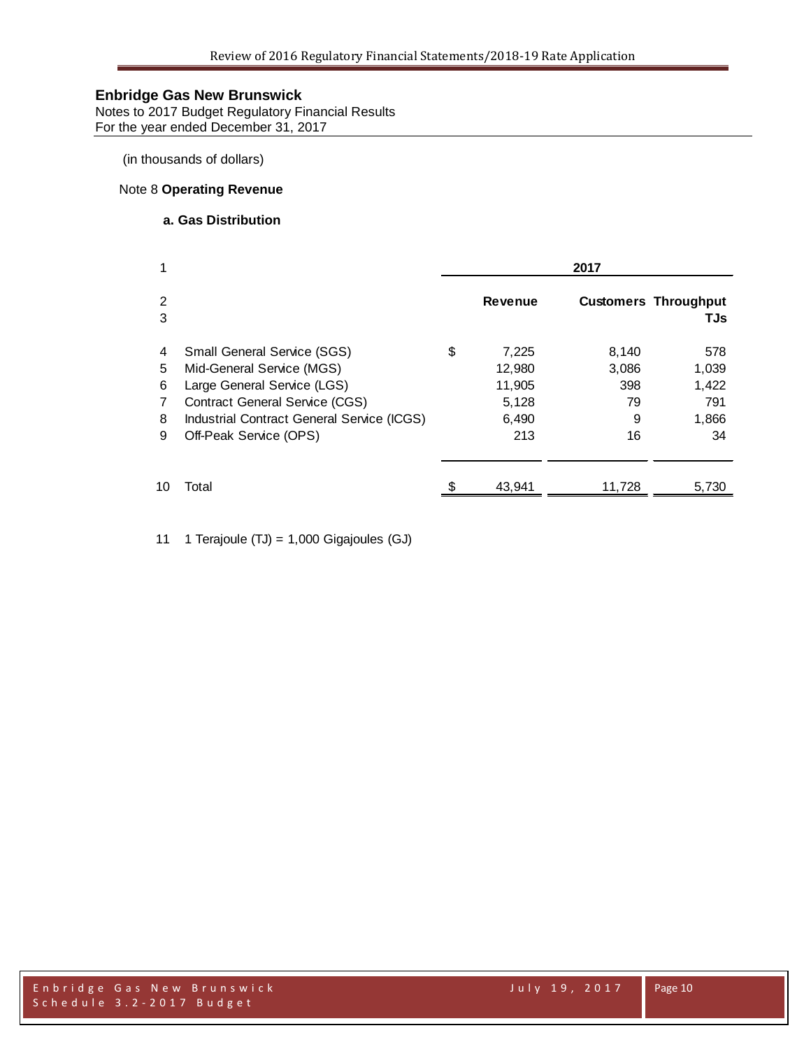## Enbridge Gas New Brunswick

Notes to 2017 Budget Regulatory Financial Results
For the year ended December 31, 2017

(in thousands of dollars)

Note 8 **Operating Revenue**

**a. Gas Distribution**

| 1 | | 2017 | | |
|---|---|---|---|---|
| 2<br>3 | | **Revenue** | **Customers** | **Throughput TJs** |
| 4 | Small General Service (SGS) | $ 7,225 | 8,140 | 578 |
| 5 | Mid-General Service (MGS) | 12,980 | 3,086 | 1,039 |
| 6 | Large General Service (LGS) | 11,905 | 398 | 1,422 |
| 7 | Contract General Service (CGS) | 5,128 | 79 | 791 |
| 8 | Industrial Contract General Service (ICGS) | 6,490 | 9 | 1,866 |
| 9 | Off-Peak Service (OPS) | 213 | 16 | 34 |
| 10 | Total | $ 43,941 | 11,728 | 5,730 |

11 1 Terajoule (TJ) = 1,000 Gigajoules (GJ)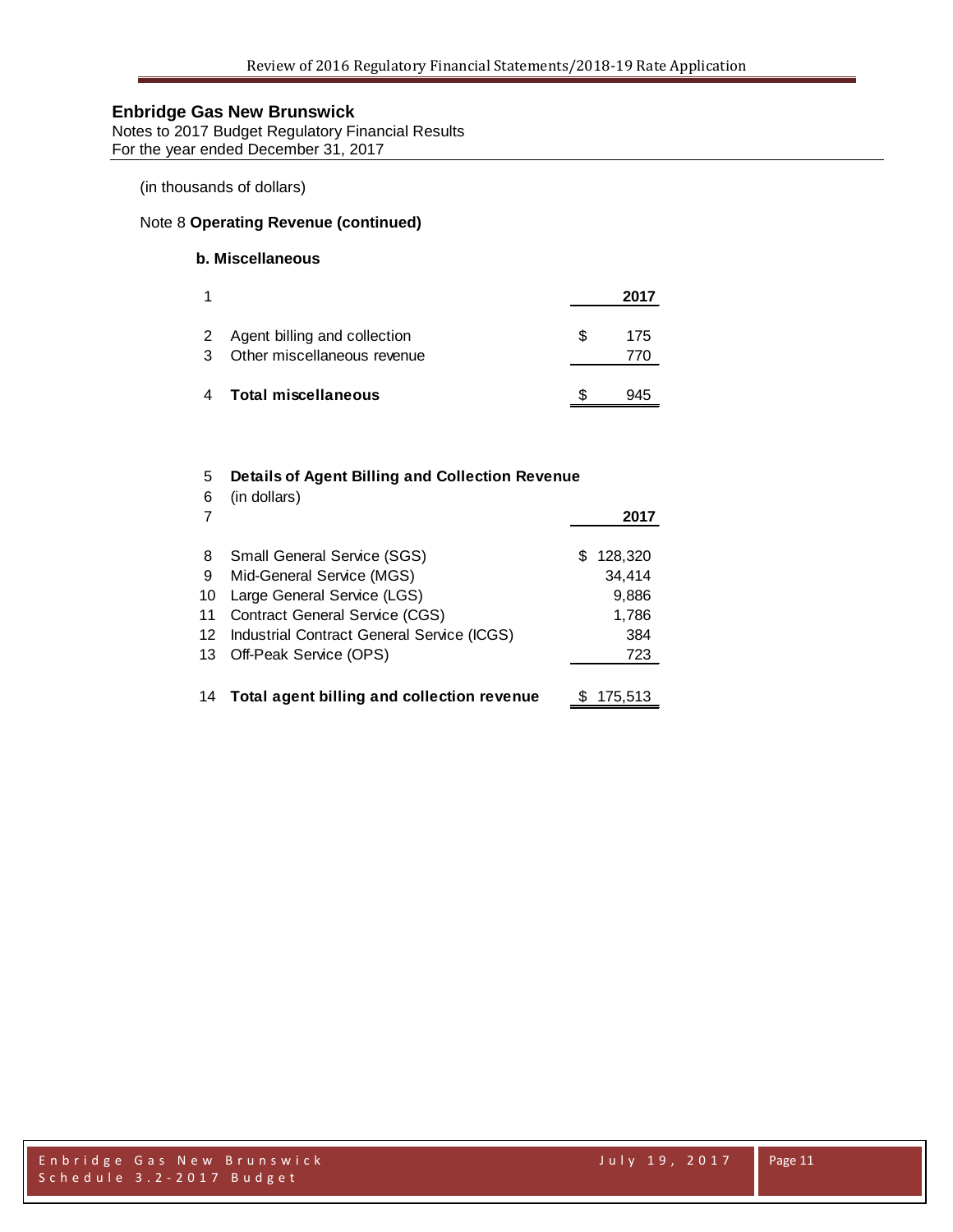**Enbridge Gas New Brunswick**
Notes to 2017 Budget Regulatory Financial Results
For the year ended December 31, 2017

(in thousands of dollars)

Note 8 **Operating Revenue (continued)**

**b. Miscellaneous**

| 1 | | 2017 |
|---|---|---|
| 2 | Agent billing and collection | $ 175 |
| 3 | Other miscellaneous revenue | 770 |
| 4 | **Total miscellaneous** | $ 945 |

| 5 | **Details of Agent Billing and Collection Revenue** | |
|---|---|---|
| 6 | (in dollars) | |
| 7 | | **2017** |
| 8 | Small General Service (SGS) | $ 128,320 |
| 9 | Mid-General Service (MGS) | 34,414 |
| 10 | Large General Service (LGS) | 9,886 |
| 11 | Contract General Service (CGS) | 1,786 |
| 12 | Industrial Contract General Service (ICGS) | 384 |
| 13 | Off-Peak Service (OPS) | 723 |
| 14 | **Total agent billing and collection revenue** | $ 175,513 |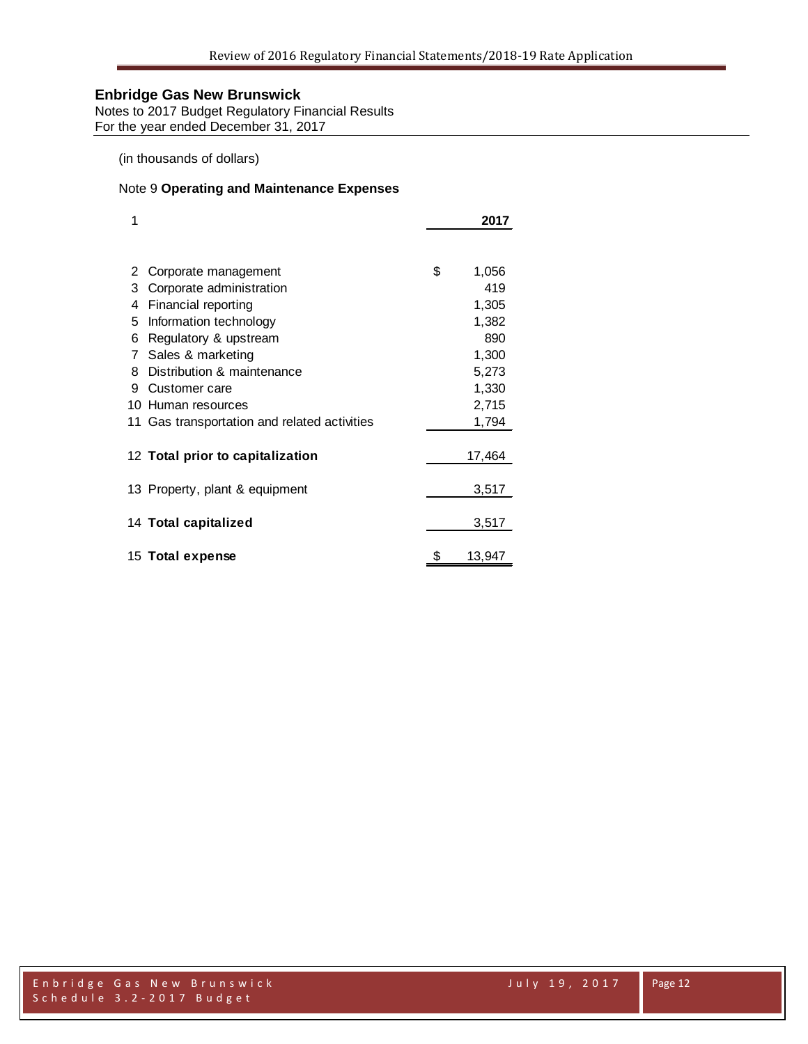**Enbridge Gas New Brunswick**

Notes to 2017 Budget Regulatory Financial Results
For the year ended December 31, 2017

(in thousands of dollars)

Note 9 **Operating and Maintenance Expenses**

| 1 | | | **2017** |
|---|---|---|---|
| 2 | Corporate management | $ | 1,056 |
| 3 | Corporate administration | | 419 |
| 4 | Financial reporting | | 1,305 |
| 5 | Information technology | | 1,382 |
| 6 | Regulatory & upstream | | 890 |
| 7 | Sales & marketing | | 1,300 |
| 8 | Distribution & maintenance | | 5,273 |
| 9 | Customer care | | 1,330 |
| 10 | Human resources | | 2,715 |
| 11 | Gas transportation and related activities | | 1,794 |
| 12 | **Total prior to capitalization** | | 17,464 |
| 13 | Property, plant & equipment | | 3,517 |
| 14 | **Total capitalized** | | 3,517 |
| 15 | **Total expense** | $ | 13,947 |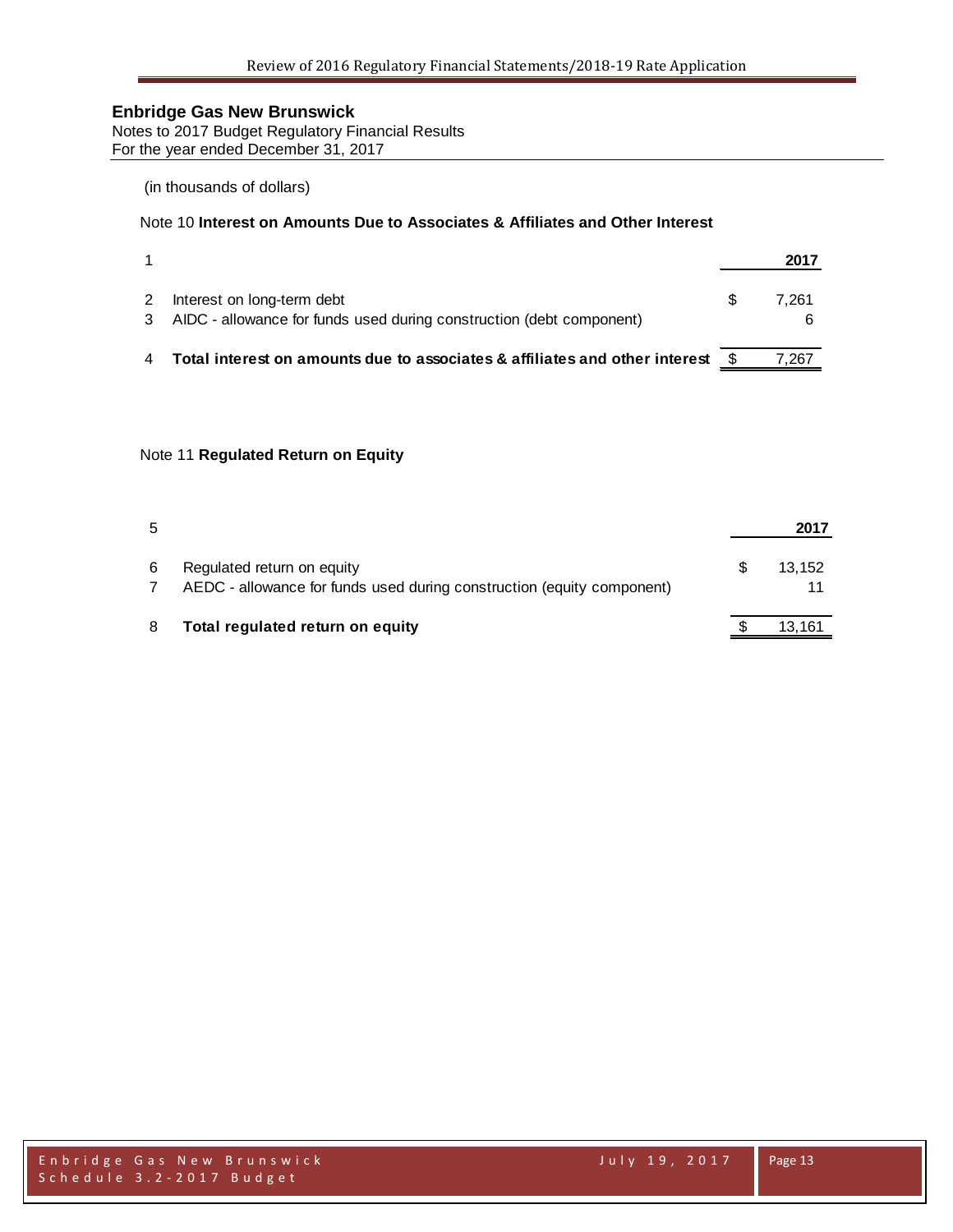**Enbridge Gas New Brunswick**
Notes to 2017 Budget Regulatory Financial Results
For the year ended December 31, 2017

(in thousands of dollars)

Note 10 **Interest on Amounts Due to Associates & Affiliates and Other Interest**

| | | | 2017 |
|---|---|---|---|
| 1 | | | |
| 2 | Interest on long-term debt | $ | 7,261 |
| 3 | AIDC - allowance for funds used during construction (debt component) | | 6 |
| 4 | **Total interest on amounts due to associates & affiliates and other interest** | $ | 7,267 |

Note 11 **Regulated Return on Equity**

| | | | 2017 |
|---|---|---|---|
| 5 | | | |
| 6 | Regulated return on equity | $ | 13,152 |
| 7 | AEDC - allowance for funds used during construction (equity component) | | 11 |
| 8 | **Total regulated return on equity** | $ | 13,161 |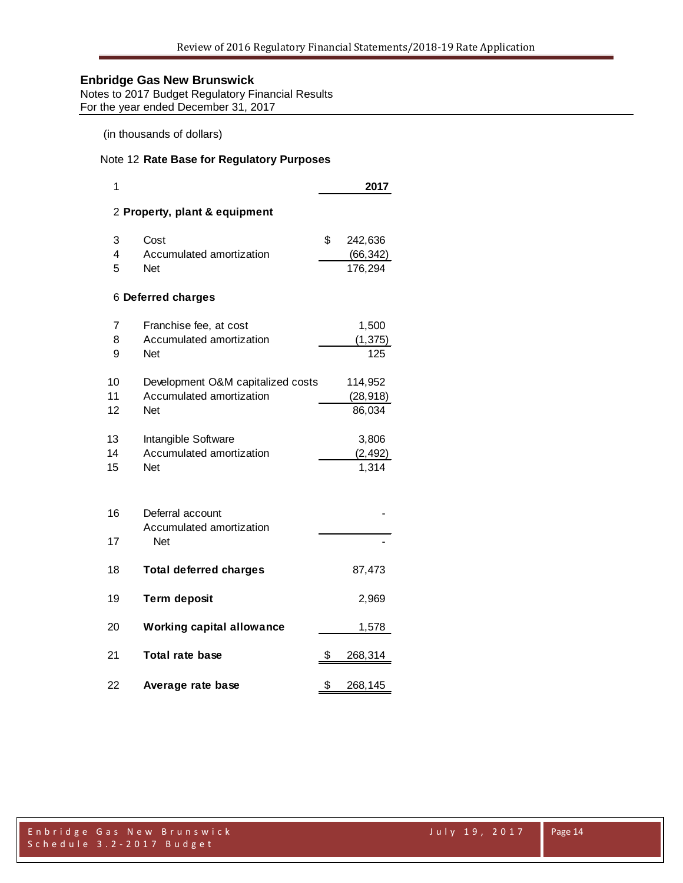## Enbridge Gas New Brunswick

Notes to 2017 Budget Regulatory Financial Results
For the year ended December 31, 2017

(in thousands of dollars)

Note 12 **Rate Base for Regulatory Purposes**

| Line | | | 2017 |
|---|---|---|---|
| 2 | **Property, plant & equipment** | | |
| 3 | Cost | $ | 242,636 |
| 4 | Accumulated amortization | | (66,342) |
| 5 | Net | | 176,294 |
| 6 | **Deferred charges** | | |
| 7 | Franchise fee, at cost | | 1,500 |
| 8 | Accumulated amortization | | (1,375) |
| 9 | Net | | 125 |
| 10 | Development O&M capitalized costs | | 114,952 |
| 11 | Accumulated amortization | | (28,918) |
| 12 | Net | | 86,034 |
| 13 | Intangible Software | | 3,806 |
| 14 | Accumulated amortization | | (2,492) |
| 15 | Net | | 1,314 |
| 16 | Deferral account | | - |
| | Accumulated amortization | | |
| 17 | Net | | - |
| 18 | **Total deferred charges** | | 87,473 |
| 19 | **Term deposit** | | 2,969 |
| 20 | **Working capital allowance** | | 1,578 |
| 21 | **Total rate base** | $ | 268,314 |
| 22 | **Average rate base** | $ | 268,145 |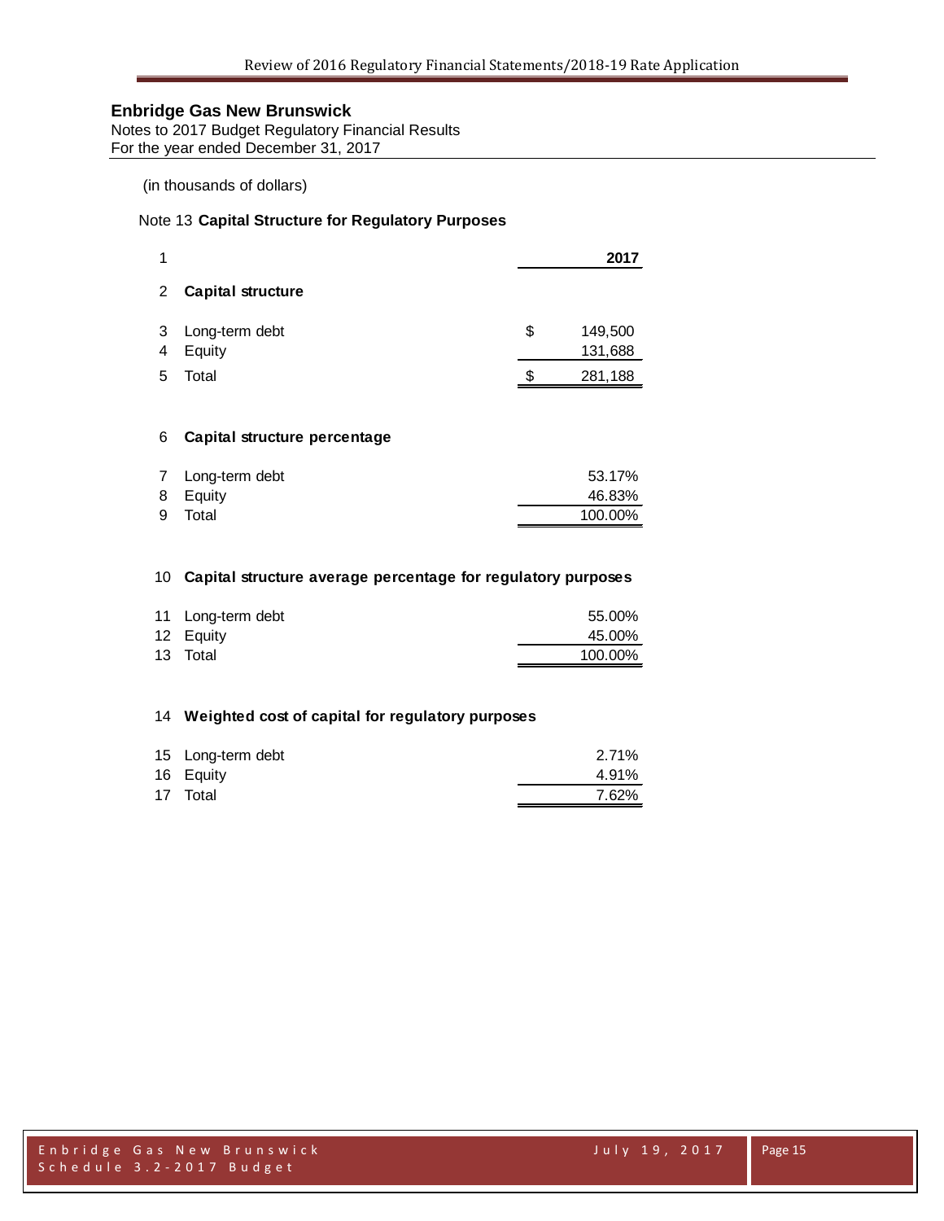**Enbridge Gas New Brunswick**
Notes to 2017 Budget Regulatory Financial Results
For the year ended December 31, 2017

(in thousands of dollars)

Note 13 **Capital Structure for Regulatory Purposes**

| | | | 2017 |
|---|---|---|---|
| 1 | | | |
| 2 | **Capital structure** | | |
| 3 | Long-term debt | $ | 149,500 |
| 4 | Equity | | 131,688 |
| 5 | Total | $ | 281,188 |
| 6 | **Capital structure percentage** | | |
| 7 | Long-term debt | | 53.17% |
| 8 | Equity | | 46.83% |
| 9 | Total | | 100.00% |
| 10 | **Capital structure average percentage for regulatory purposes** | | |
| 11 | Long-term debt | | 55.00% |
| 12 | Equity | | 45.00% |
| 13 | Total | | 100.00% |
| 14 | **Weighted cost of capital for regulatory purposes** | | |
| 15 | Long-term debt | | 2.71% |
| 16 | Equity | | 4.91% |
| 17 | Total | | 7.62% |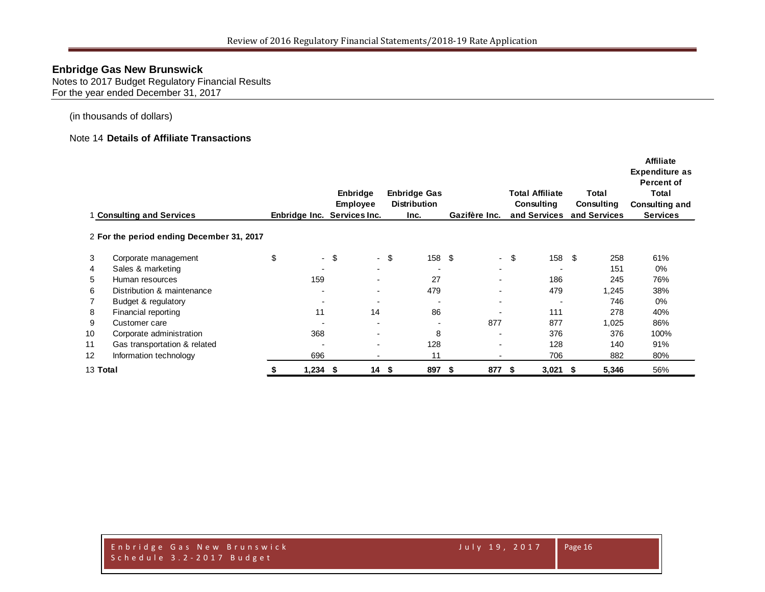## Enbridge Gas New Brunswick

Notes to 2017 Budget Regulatory Financial Results
For the year ended December 31, 2017

(in thousands of dollars)

Note 14 **Details of Affiliate Transactions**

| | | Enbridge Inc. | Enbridge Employee Services Inc. | Enbridge Gas Distribution Inc. | Gazifère Inc. | Total Affiliate Consulting and Services | Total Consulting and Services | Affiliate Expenditure as Percent of Total Consulting and Services |
|---|---|---|---|---|---|---|---|---|
| 1 | **Consulting and Services** | | | | | | | |
| 2 | **For the period ending December 31, 2017** | | | | | | | |
| 3 | Corporate management | $ - | $ - | $ 158 | $ - | $ 158 | $ 258 | 61% |
| 4 | Sales & marketing | - | - | - | - | - | 151 | 0% |
| 5 | Human resources | 159 | - | 27 | - | 186 | 245 | 76% |
| 6 | Distribution & maintenance | - | - | 479 | - | 479 | 1,245 | 38% |
| 7 | Budget & regulatory | - | - | - | - | - | 746 | 0% |
| 8 | Financial reporting | 11 | 14 | 86 | - | 111 | 278 | 40% |
| 9 | Customer care | - | - | - | 877 | 877 | 1,025 | 86% |
| 10 | Corporate administration | 368 | - | 8 | - | 376 | 376 | 100% |
| 11 | Gas transportation & related | - | - | 128 | - | 128 | 140 | 91% |
| 12 | Information technology | 696 | - | 11 | - | 706 | 882 | 80% |
| 13 | **Total** | **$ 1,234** | **$ 14** | **$ 897** | **$ 877** | **$ 3,021** | **$ 5,346** | 56% |